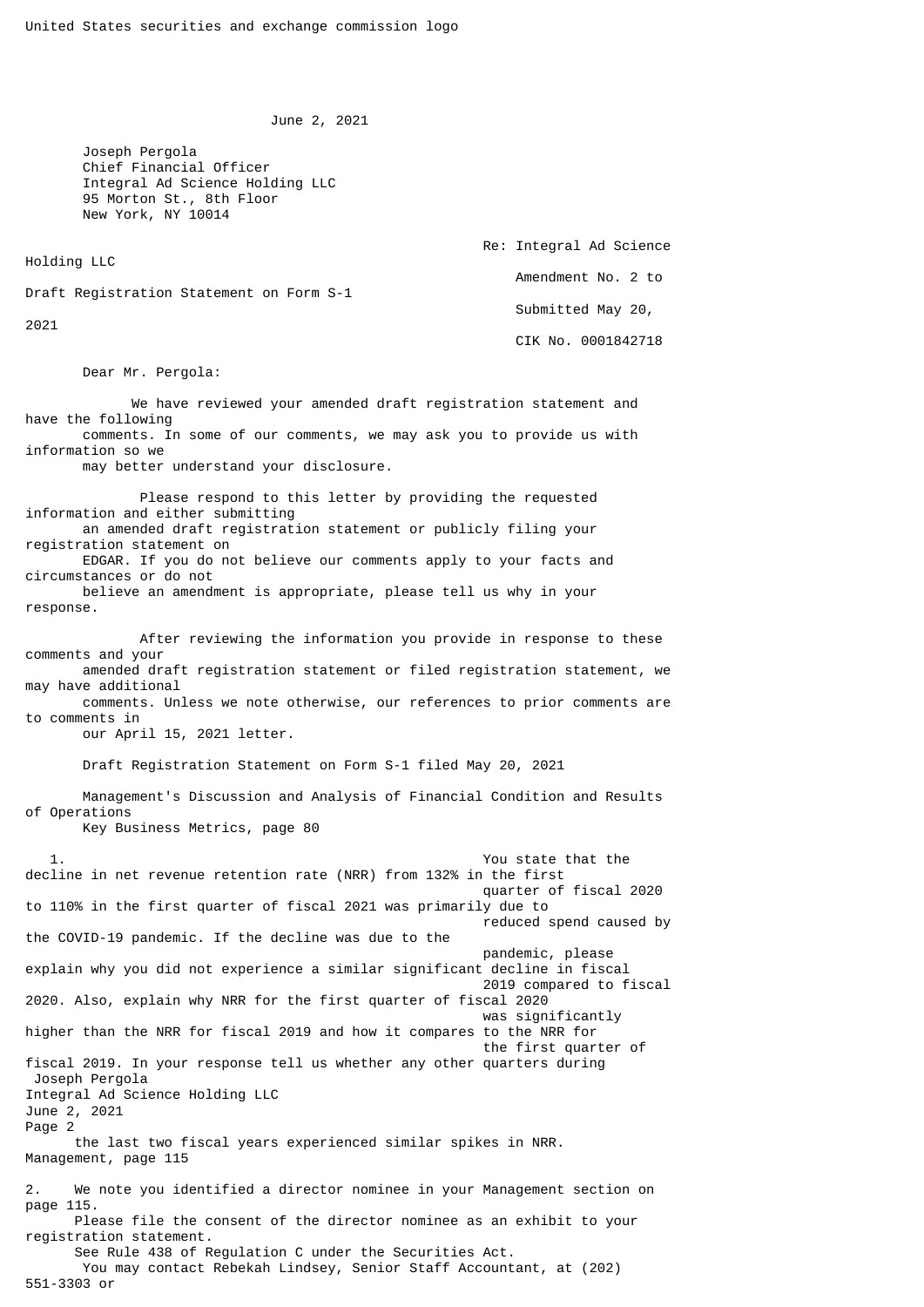United States securities and exchange commission logo

June 2, 2021

Joseph Pergola
Chief Financial Officer
Integral Ad Science Holding LLC
95 Morton St., 8th Floor
New York, NY 10014

Re: Integral Ad Science Holding LLC
Amendment No. 2 to Draft Registration Statement on Form S-1
Submitted May 20, 2021
CIK No. 0001842718

Dear Mr. Pergola:

We have reviewed your amended draft registration statement and have the following comments. In some of our comments, we may ask you to provide us with information so we may better understand your disclosure.

Please respond to this letter by providing the requested information and either submitting an amended draft registration statement or publicly filing your registration statement on EDGAR. If you do not believe our comments apply to your facts and circumstances or do not believe an amendment is appropriate, please tell us why in your response.

After reviewing the information you provide in response to these comments and your amended draft registration statement or filed registration statement, we may have additional comments. Unless we note otherwise, our references to prior comments are to comments in our April 15, 2021 letter.

Draft Registration Statement on Form S-1 filed May 20, 2021

Management's Discussion and Analysis of Financial Condition and Results of Operations
Key Business Metrics, page 80

1. You state that the decline in net revenue retention rate (NRR) from 132% in the first quarter of fiscal 2020 to 110% in the first quarter of fiscal 2021 was primarily due to reduced spend caused by the COVID-19 pandemic. If the decline was due to the pandemic, please explain why you did not experience a similar significant decline in fiscal 2019 compared to fiscal 2020. Also, explain why NRR for the first quarter of fiscal 2020 was significantly higher than the NRR for fiscal 2019 and how it compares to the NRR for the first quarter of fiscal 2019. In your response tell us whether any other quarters during the last two fiscal years experienced similar spikes in NRR.

Management, page 115

2. We note you identified a director nominee in your Management section on page 115. Please file the consent of the director nominee as an exhibit to your registration statement. See Rule 438 of Regulation C under the Securities Act.

You may contact Rebekah Lindsey, Senior Staff Accountant, at (202) 551-3303 or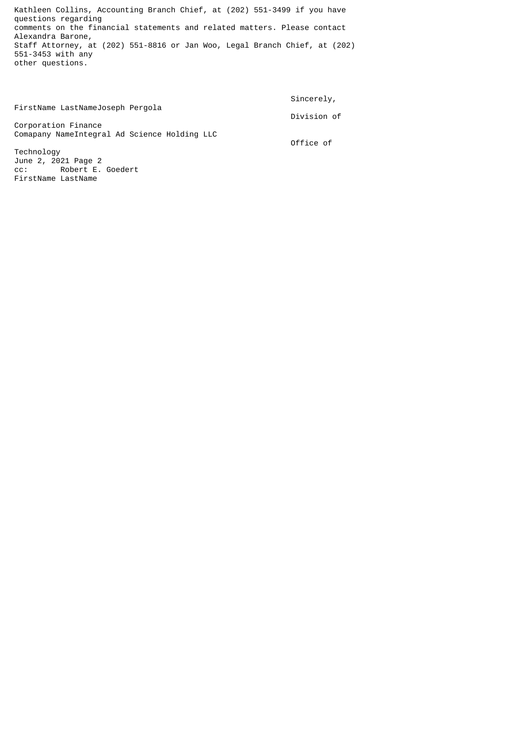Kathleen Collins, Accounting Branch Chief, at (202) 551-3499 if you have questions regarding
comments on the financial statements and related matters. Please contact Alexandra Barone,
Staff Attorney, at (202) 551-8816 or Jan Woo, Legal Branch Chief, at (202) 551-3453 with any
other questions.

Sincerely,

Division of Corporation Finance

Office of Technology

cc: Robert E. Goedert